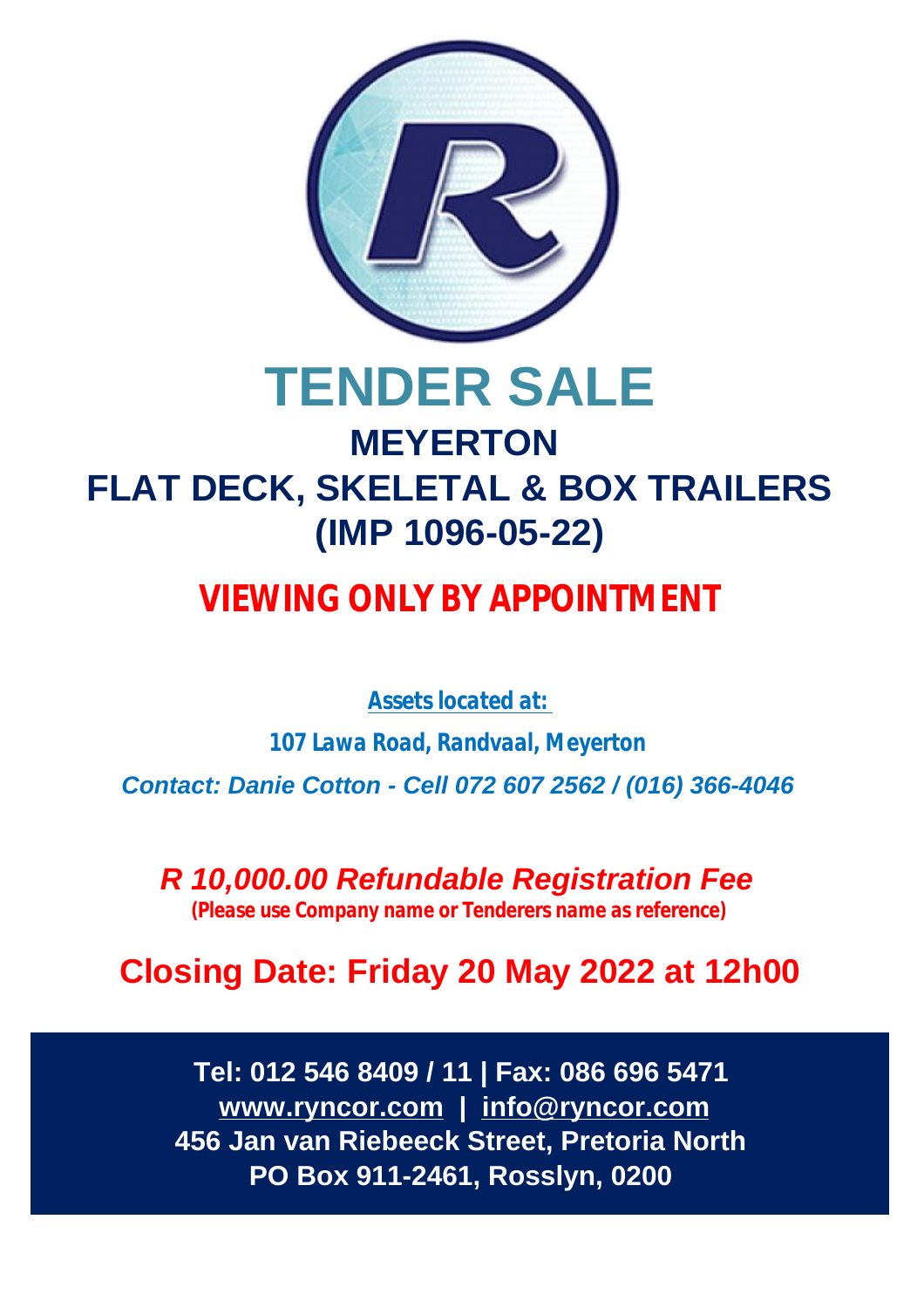# TENDER SALE

## MEYERTON

## FLAT DECK, SKELETAL & BOX TRAILERS

## (IMP 1096-05-22)

**VIEWING ONLY BY APPOINTMENT**

**Assets located at:**

***107 Lawa Road, Randvaal, Meyerton***

***Contact: Danie Cotton - Cell 072 607 2562 / (016) 366-4046***

***R 10,000.00 Refundable Registration Fee***

**(Please use Company name or Tenderers name as reference)**

**Closing Date: Friday 20 May 2022 at 12h00**

**Tel: 012 546 8409 / 11 | Fax: 086 696 5471**

**www.ryncor.com | info@ryncor.com**

**456 Jan van Riebeeck Street, Pretoria North**

**PO Box 911-2461, Rosslyn, 0200**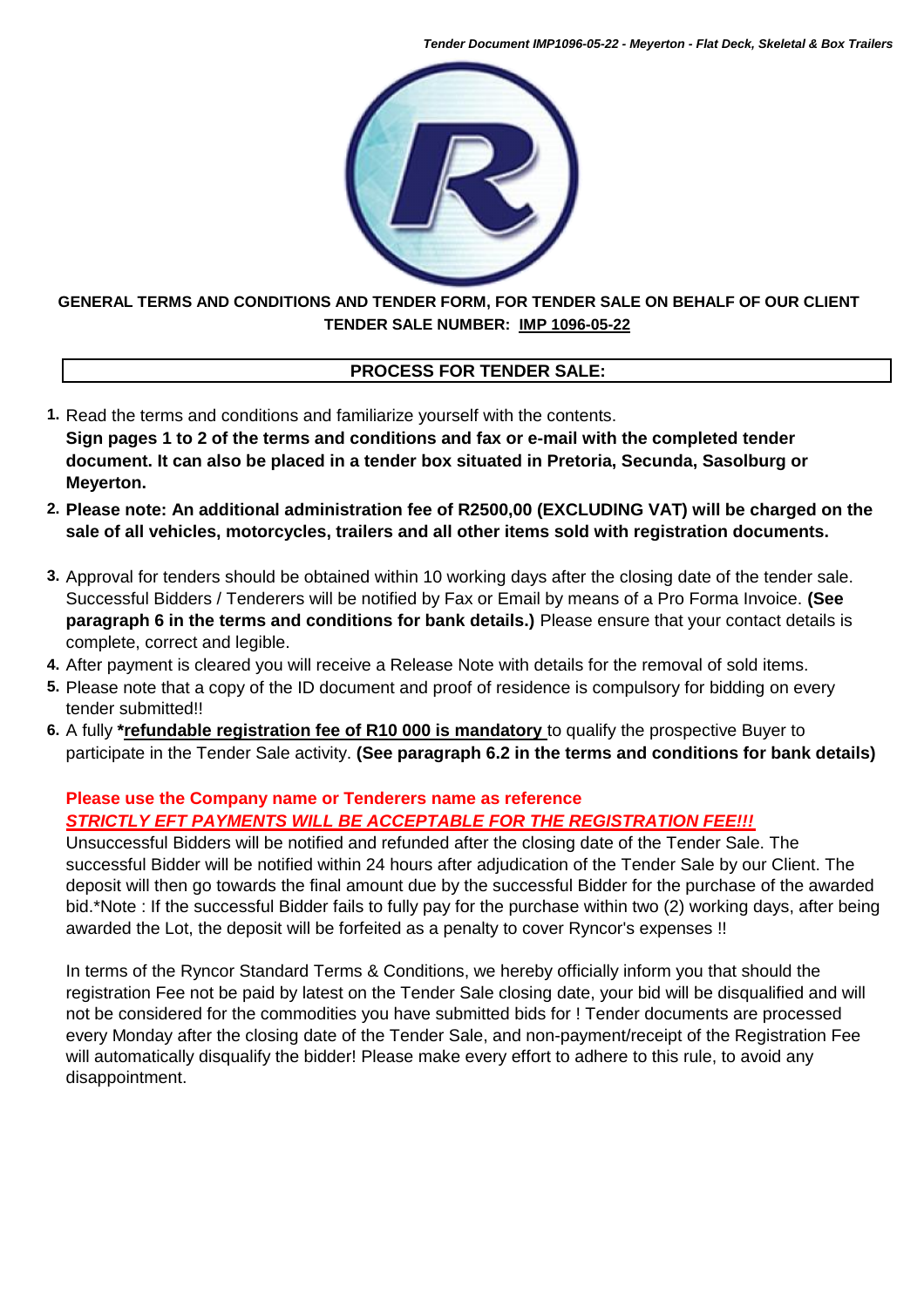**GENERAL TERMS AND CONDITIONS AND TENDER FORM, FOR TENDER SALE ON BEHALF OF OUR CLIENT**
**TENDER SALE NUMBER: IMP 1096-05-22**

## PROCESS FOR TENDER SALE:

1. Read the terms and conditions and familiarize yourself with the contents.
   **Sign pages 1 to 2 of the terms and conditions and fax or e-mail with the completed tender document. It can also be placed in a tender box situated in Pretoria, Secunda, Sasolburg or Meyerton.**
2. **Please note: An additional administration fee of R2500,00 (EXCLUDING VAT) will be charged on the sale of all vehicles, motorcycles, trailers and all other items sold with registration documents.**
3. Approval for tenders should be obtained within 10 working days after the closing date of the tender sale. Successful Bidders / Tenderers will be notified by Fax or Email by means of a Pro Forma Invoice. **(See paragraph 6 in the terms and conditions for bank details.)** Please ensure that your contact details is complete, correct and legible.
4. After payment is cleared you will receive a Release Note with details for the removal of sold items.
5. Please note that a copy of the ID document and proof of residence is compulsory for bidding on every tender submitted!!
6. A fully ***refundable registration fee of R10 000 is mandatory** to qualify the prospective Buyer to participate in the Tender Sale activity. **(See paragraph 6.2 in the terms and conditions for bank details)**

**Please use the Company name or Tenderers name as reference**
***STRICTLY EFT PAYMENTS WILL BE ACCEPTABLE FOR THE REGISTRATION FEE!!!***
Unsuccessful Bidders will be notified and refunded after the closing date of the Tender Sale. The successful Bidder will be notified within 24 hours after adjudication of the Tender Sale by our Client. The deposit will then go towards the final amount due by the successful Bidder for the purchase of the awarded bid.*Note : If the successful Bidder fails to fully pay for the purchase within two (2) working days, after being awarded the Lot, the deposit will be forfeited as a penalty to cover Ryncor's expenses !!

In terms of the Ryncor Standard Terms & Conditions, we hereby officially inform you that should the registration Fee not be paid by latest on the Tender Sale closing date, your bid will be disqualified and will not be considered for the commodities you have submitted bids for ! Tender documents are processed every Monday after the closing date of the Tender Sale, and non-payment/receipt of the Registration Fee will automatically disqualify the bidder! Please make every effort to adhere to this rule, to avoid any disappointment.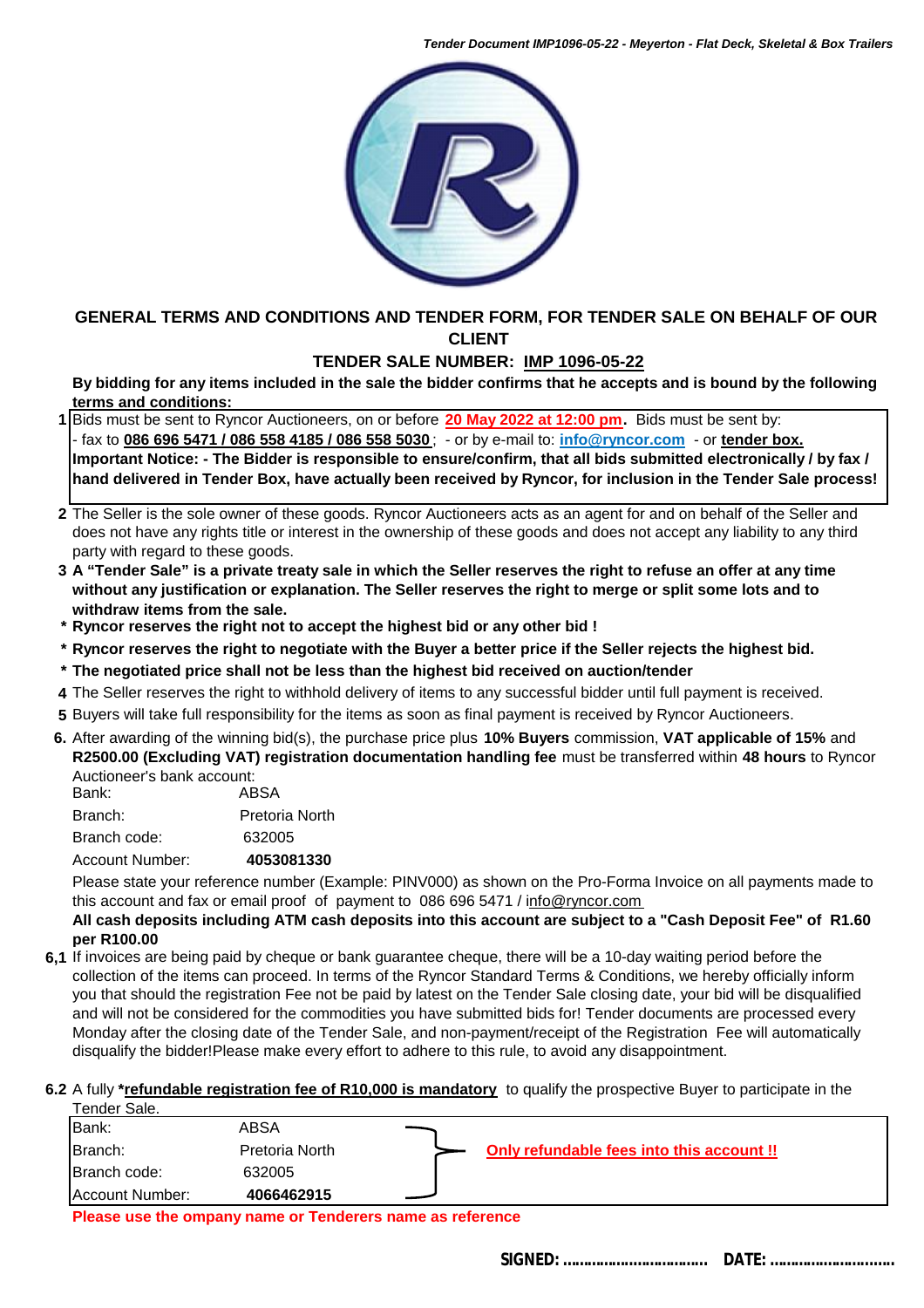## GENERAL TERMS AND CONDITIONS AND TENDER FORM, FOR TENDER SALE ON BEHALF OF OUR CLIENT

## TENDER SALE NUMBER: IMP 1096-05-22

**By bidding for any items included in the sale the bidder confirms that he accepts and is bound by the following terms and conditions:**

**1** Bids must be sent to Ryncor Auctioneers, on or before **20 May 2022 at 12:00 pm.** Bids must be sent by:
- fax to **086 696 5471 / 086 558 4185 / 086 558 5030**; - or by e-mail to: **info@ryncor.com** - or **tender box.**

**Important Notice: - The Bidder is responsible to ensure/confirm, that all bids submitted electronically / by fax / hand delivered in Tender Box, have actually been received by Ryncor, for inclusion in the Tender Sale process!**

**2** The Seller is the sole owner of these goods. Ryncor Auctioneers acts as an agent for and on behalf of the Seller and does not have any rights title or interest in the ownership of these goods and does not accept any liability to any third party with regard to these goods.

**3 A "Tender Sale" is a private treaty sale in which the Seller reserves the right to refuse an offer at any time without any justification or explanation. The Seller reserves the right to merge or split some lots and to withdraw items from the sale.**

- **Ryncor reserves the right not to accept the highest bid or any other bid !**
- **Ryncor reserves the right to negotiate with the Buyer a better price if the Seller rejects the highest bid.**
- **The negotiated price shall not be less than the highest bid received on auction/tender**

**4** The Seller reserves the right to withhold delivery of items to any successful bidder until full payment is received.

**5** Buyers will take full responsibility for the items as soon as final payment is received by Ryncor Auctioneers.

**6.** After awarding of the winning bid(s), the purchase price plus **10% Buyers** commission, **VAT applicable of 15%** and **R2500.00 (Excluding VAT) registration documentation handling fee** must be transferred within **48 hours** to Ryncor Auctioneer's bank account:

| | |
|---|---|
| Bank: | ABSA |
| Branch: | Pretoria North |
| Branch code: | 632005 |
| Account Number: | **4053081330** |

Please state your reference number (Example: PINV000) as shown on the Pro-Forma Invoice on all payments made to this account and fax or email proof of payment to 086 696 5471 / info@ryncor.com

**All cash deposits including ATM cash deposits into this account are subject to a "Cash Deposit Fee" of R1.60 per R100.00**

**6,1** If invoices are being paid by cheque or bank guarantee cheque, there will be a 10-day waiting period before the collection of the items can proceed. In terms of the Ryncor Standard Terms & Conditions, we hereby officially inform you that should the registration Fee not be paid by latest on the Tender Sale closing date, your bid will be disqualified and will not be considered for the commodities you have submitted bids for! Tender documents are processed every Monday after the closing date of the Tender Sale, and non-payment/receipt of the Registration Fee will automatically disqualify the bidder!Please make every effort to adhere to this rule, to avoid any disappointment.

**6.2** A fully ***refundable registration fee of R10,000 is mandatory** to qualify the prospective Buyer to participate in the Tender Sale.

| | | |
|---|---|---|
| Bank: | ABSA | |
| Branch: | Pretoria North | **Only refundable fees into this account !!** |
| Branch code: | 632005 | |
| Account Number: | **4066462915** | |

**Please use the ompany name or Tenderers name as reference**

**SIGNED: ................................ DATE: ............................**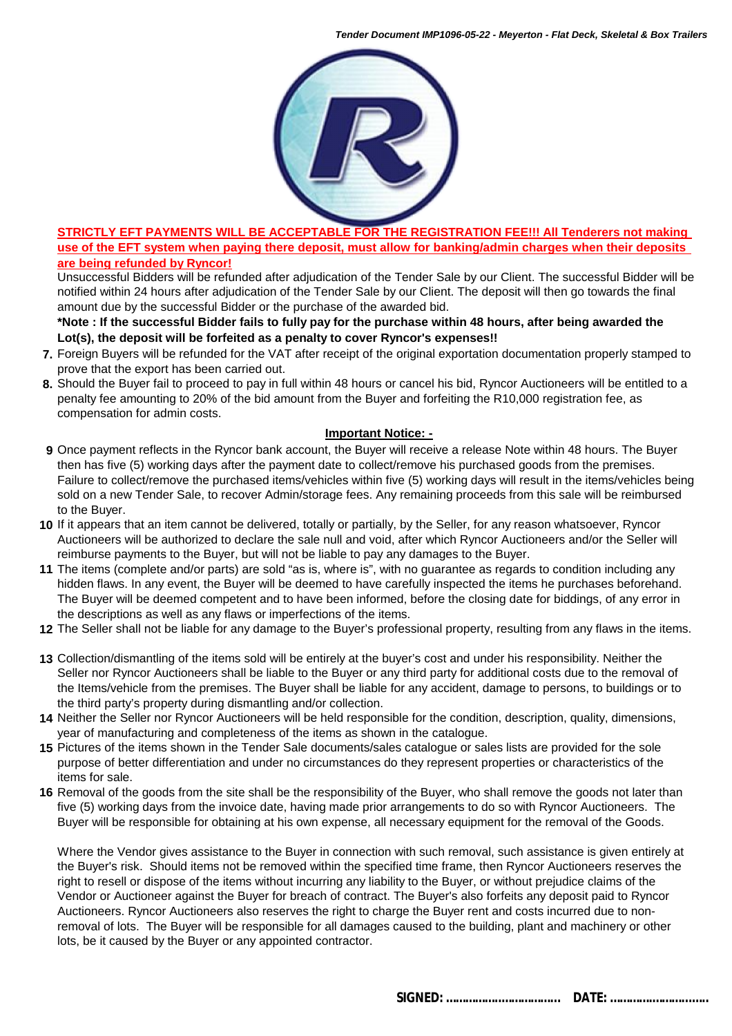**STRICTLY EFT PAYMENTS WILL BE ACCEPTABLE FOR THE REGISTRATION FEE!!! All Tenderers not making use of the EFT system when paying there deposit, must allow for banking/admin charges when their deposits are being refunded by Ryncor!**

Unsuccessful Bidders will be refunded after adjudication of the Tender Sale by our Client. The successful Bidder will be notified within 24 hours after adjudication of the Tender Sale by our Client. The deposit will then go towards the final amount due by the successful Bidder or the purchase of the awarded bid.

**\*Note : If the successful Bidder fails to fully pay for the purchase within 48 hours, after being awarded the Lot(s), the deposit will be forfeited as a penalty to cover Ryncor's expenses!!**

7. Foreign Buyers will be refunded for the VAT after receipt of the original exportation documentation properly stamped to prove that the export has been carried out.
8. Should the Buyer fail to proceed to pay in full within 48 hours or cancel his bid, Ryncor Auctioneers will be entitled to a penalty fee amounting to 20% of the bid amount from the Buyer and forfeiting the R10,000 registration fee, as compensation for admin costs.

**Important Notice: -**

9. Once payment reflects in the Ryncor bank account, the Buyer will receive a release Note within 48 hours. The Buyer then has five (5) working days after the payment date to collect/remove his purchased goods from the premises. Failure to collect/remove the purchased items/vehicles within five (5) working days will result in the items/vehicles being sold on a new Tender Sale, to recover Admin/storage fees. Any remaining proceeds from this sale will be reimbursed to the Buyer.
10. If it appears that an item cannot be delivered, totally or partially, by the Seller, for any reason whatsoever, Ryncor Auctioneers will be authorized to declare the sale null and void, after which Ryncor Auctioneers and/or the Seller will reimburse payments to the Buyer, but will not be liable to pay any damages to the Buyer.
11. The items (complete and/or parts) are sold "as is, where is", with no guarantee as regards to condition including any hidden flaws. In any event, the Buyer will be deemed to have carefully inspected the items he purchases beforehand. The Buyer will be deemed competent and to have been informed, before the closing date for biddings, of any error in the descriptions as well as any flaws or imperfections of the items.
12. The Seller shall not be liable for any damage to the Buyer's professional property, resulting from any flaws in the items.
13. Collection/dismantling of the items sold will be entirely at the buyer's cost and under his responsibility. Neither the Seller nor Ryncor Auctioneers shall be liable to the Buyer or any third party for additional costs due to the removal of the Items/vehicle from the premises. The Buyer shall be liable for any accident, damage to persons, to buildings or to the third party's property during dismantling and/or collection.
14. Neither the Seller nor Ryncor Auctioneers will be held responsible for the condition, description, quality, dimensions, year of manufacturing and completeness of the items as shown in the catalogue.
15. Pictures of the items shown in the Tender Sale documents/sales catalogue or sales lists are provided for the sole purpose of better differentiation and under no circumstances do they represent properties or characteristics of the items for sale.
16. Removal of the goods from the site shall be the responsibility of the Buyer, who shall remove the goods not later than five (5) working days from the invoice date, having made prior arrangements to do so with Ryncor Auctioneers. The Buyer will be responsible for obtaining at his own expense, all necessary equipment for the removal of the Goods.

    Where the Vendor gives assistance to the Buyer in connection with such removal, such assistance is given entirely at the Buyer's risk. Should items not be removed within the specified time frame, then Ryncor Auctioneers reserves the right to resell or dispose of the items without incurring any liability to the Buyer, or without prejudice claims of the Vendor or Auctioneer against the Buyer for breach of contract. The Buyer's also forfeits any deposit paid to Ryncor Auctioneers. Ryncor Auctioneers also reserves the right to charge the Buyer rent and costs incurred due to non-removal of lots. The Buyer will be responsible for all damages caused to the building, plant and machinery or other lots, be it caused by the Buyer or any appointed contractor.

**SIGNED: ................................ DATE: ............................**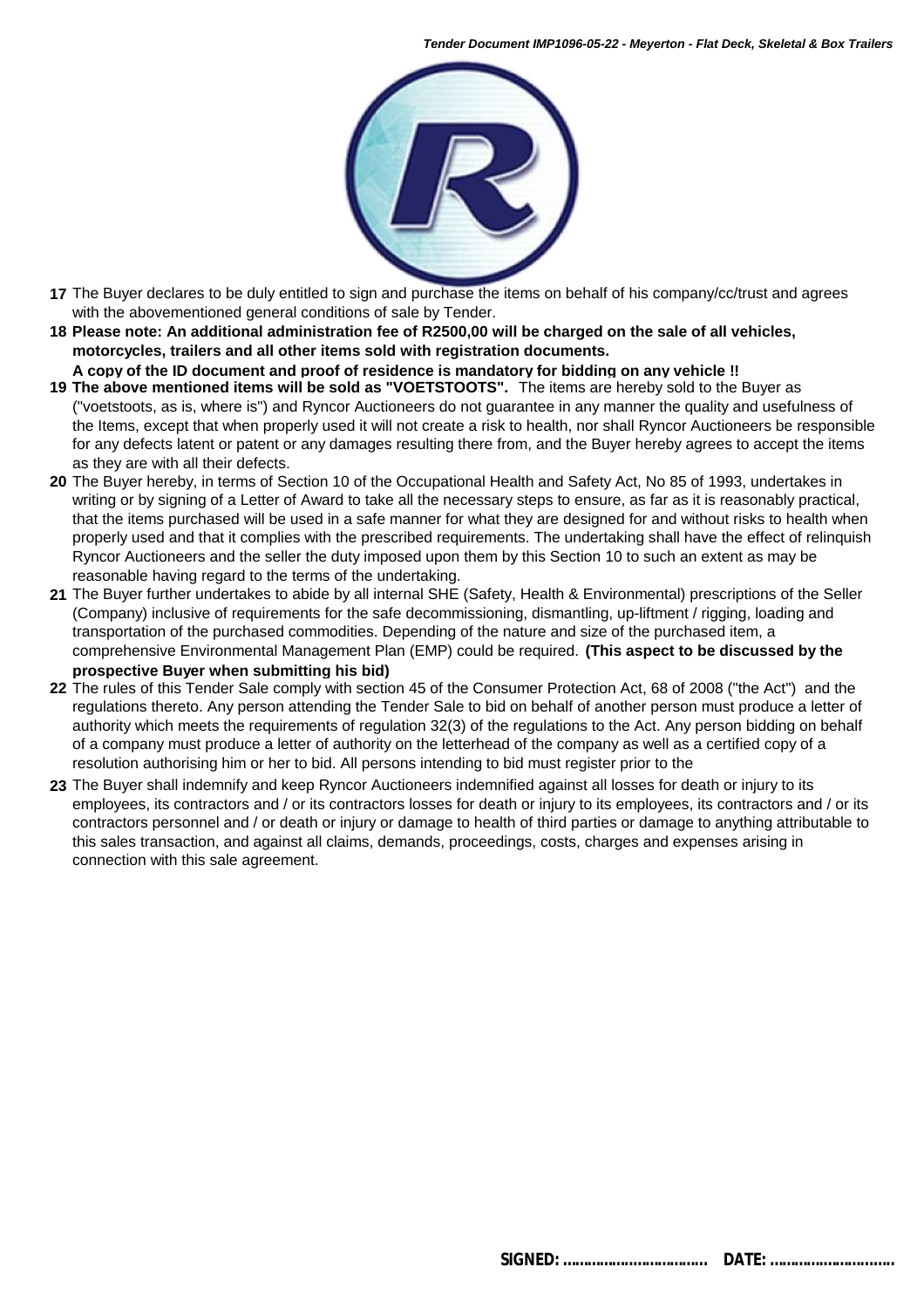**17** The Buyer declares to be duly entitled to sign and purchase the items on behalf of his company/cc/trust and agrees with the abovementioned general conditions of sale by Tender.

**18** **Please note: An additional administration fee of R2500,00 will be charged on the sale of all vehicles, motorcycles, trailers and all other items sold with registration documents.**
**A copy of the ID document and proof of residence is mandatory for bidding on any vehicle !!**

**19** **The above mentioned items will be sold as "VOETSTOOTS".** The items are hereby sold to the Buyer as ("voetstoots, as is, where is") and Ryncor Auctioneers do not guarantee in any manner the quality and usefulness of the Items, except that when properly used it will not create a risk to health, nor shall Ryncor Auctioneers be responsible for any defects latent or patent or any damages resulting there from, and the Buyer hereby agrees to accept the items as they are with all their defects.

**20** The Buyer hereby, in terms of Section 10 of the Occupational Health and Safety Act, No 85 of 1993, undertakes in writing or by signing of a Letter of Award to take all the necessary steps to ensure, as far as it is reasonably practical, that the items purchased will be used in a safe manner for what they are designed for and without risks to health when properly used and that it complies with the prescribed requirements. The undertaking shall have the effect of relinquish Ryncor Auctioneers and the seller the duty imposed upon them by this Section 10 to such an extent as may be reasonable having regard to the terms of the undertaking.

**21** The Buyer further undertakes to abide by all internal SHE (Safety, Health & Environmental) prescriptions of the Seller (Company) inclusive of requirements for the safe decommissioning, dismantling, up-liftment / rigging, loading and transportation of the purchased commodities. Depending of the nature and size of the purchased item, a comprehensive Environmental Management Plan (EMP) could be required. **(This aspect to be discussed by the prospective Buyer when submitting his bid)**

**22** The rules of this Tender Sale comply with section 45 of the Consumer Protection Act, 68 of 2008 ("the Act") and the regulations thereto. Any person attending the Tender Sale to bid on behalf of another person must produce a letter of authority which meets the requirements of regulation 32(3) of the regulations to the Act. Any person bidding on behalf of a company must produce a letter of authority on the letterhead of the company as well as a certified copy of a resolution authorising him or her to bid. All persons intending to bid must register prior to the

**23** The Buyer shall indemnify and keep Ryncor Auctioneers indemnified against all losses for death or injury to its employees, its contractors and / or its contractors losses for death or injury to its employees, its contractors and / or its contractors personnel and / or death or injury or damage to health of third parties or damage to anything attributable to this sales transaction, and against all claims, demands, proceedings, costs, charges and expenses arising in connection with this sale agreement.

**SIGNED: ................................ DATE: ............................**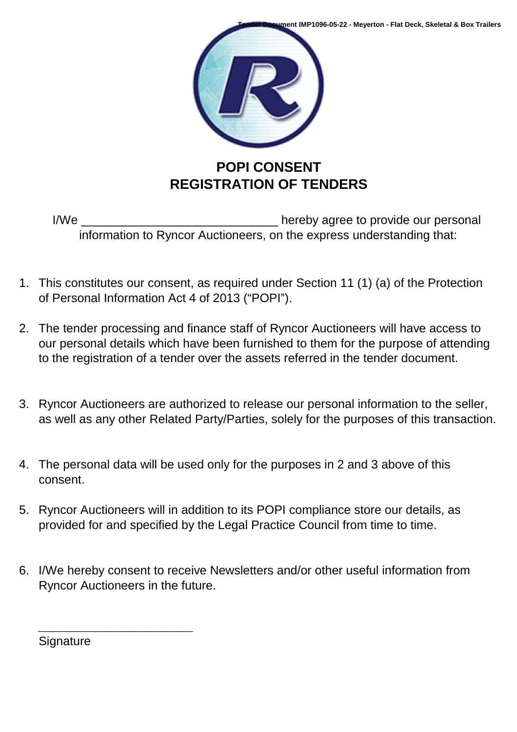# POPI CONSENT
# REGISTRATION OF TENDERS

I/We ______________________________ hereby agree to provide our personal information to Ryncor Auctioneers, on the express understanding that:

1. This constitutes our consent, as required under Section 11 (1) (a) of the Protection of Personal Information Act 4 of 2013 (“POPI”).
2. The tender processing and finance staff of Ryncor Auctioneers will have access to our personal details which have been furnished to them for the purpose of attending to the registration of a tender over the assets referred in the tender document.
3. Ryncor Auctioneers are authorized to release our personal information to the seller, as well as any other Related Party/Parties, solely for the purposes of this transaction.
4. The personal data will be used only for the purposes in 2 and 3 above of this consent.
5. Ryncor Auctioneers will in addition to its POPI compliance store our details, as provided for and specified by the Legal Practice Council from time to time.
6. I/We hereby consent to receive Newsletters and/or other useful information from Ryncor Auctioneers in the future.

________________________
Signature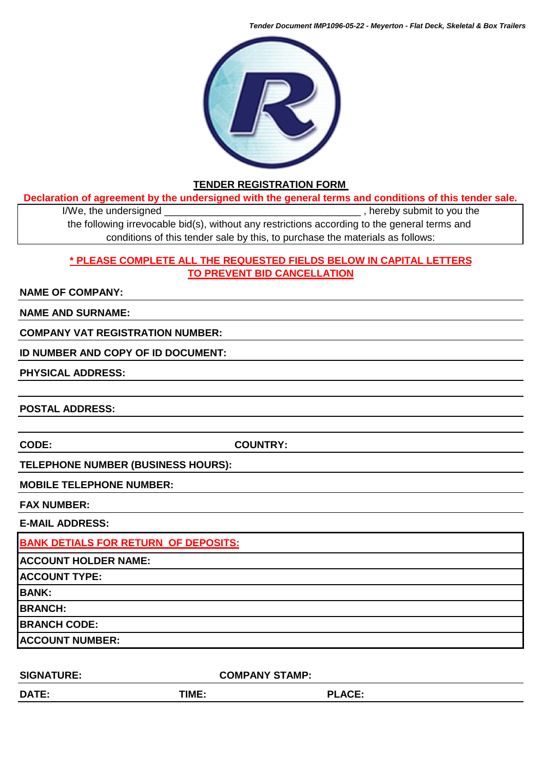## TENDER REGISTRATION FORM

**Declaration of agreement by the undersigned with the general terms and conditions of this tender sale.**

I/We, the undersigned ___________________________________ , hereby submit to you the the following irrevocable bid(s), without any restrictions according to the general terms and conditions of this tender sale by this, to purchase the materials as follows:

**\* PLEASE COMPLETE ALL THE REQUESTED FIELDS BELOW IN CAPITAL LETTERS TO PREVENT BID CANCELLATION**

**NAME OF COMPANY:**

**NAME AND SURNAME:**

**COMPANY VAT REGISTRATION NUMBER:**

**ID NUMBER AND COPY OF ID DOCUMENT:**

**PHYSICAL ADDRESS:**

**POSTAL ADDRESS:**

**CODE:** **COUNTRY:**

**TELEPHONE NUMBER (BUSINESS HOURS):**

**MOBILE TELEPHONE NUMBER:**

**FAX NUMBER:**

**E-MAIL ADDRESS:**

| BANK DETIALS FOR RETURN OF DEPOSITS: | |
|---|---|
| ACCOUNT HOLDER NAME: | |
| ACCOUNT TYPE: | |
| BANK: | |
| BRANCH: | |
| BRANCH CODE: | |
| ACCOUNT NUMBER: | |

**SIGNATURE:** **COMPANY STAMP:**

**DATE:** **TIME:** **PLACE:**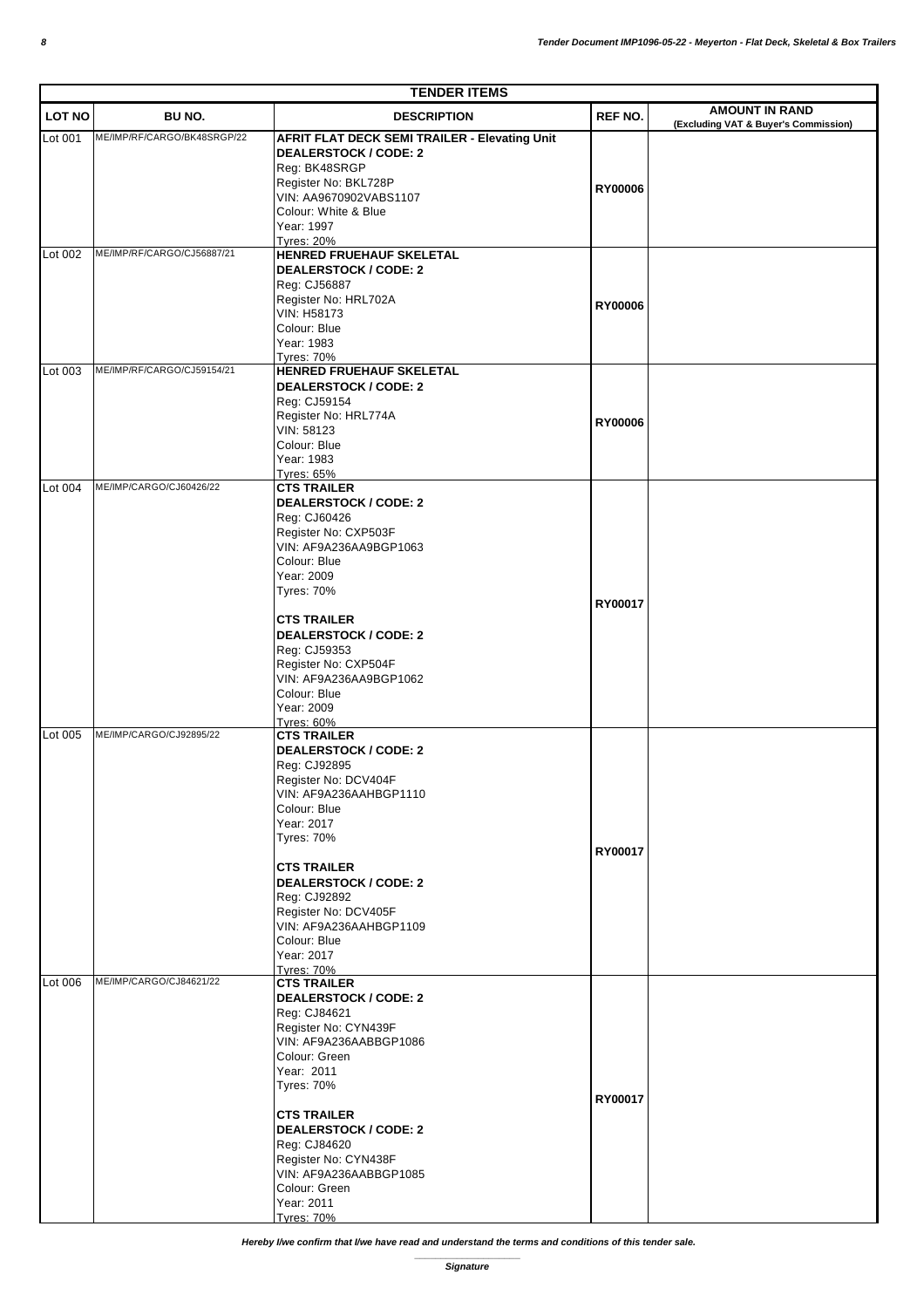| TENDER ITEMS | | | | |
|---|---|---|---|---|
| **LOT NO** | **BU NO.** | **DESCRIPTION** | **REF NO.** | **AMOUNT IN RAND (Excluding VAT & Buyer's Commission)** |
| Lot 001 | ME/IMP/RF/CARGO/BK48SRGP/22 | **AFRIT FLAT DECK SEMI TRAILER - Elevating Unit**<br>**DEALERSTOCK / CODE: 2**<br>Reg: BK48SRGP<br>Register No: BKL728P<br>VIN: AA9670902VABS1107<br>Colour: White & Blue<br>Year: 1997<br>Tyres: 20% | **RY00006** | |
| Lot 002 | ME/IMP/RF/CARGO/CJ56887/21 | **HENRED FRUEHAUF SKELETAL**<br>**DEALERSTOCK / CODE: 2**<br>Reg: CJ56887<br>Register No: HRL702A<br>VIN: H58173<br>Colour: Blue<br>Year: 1983<br>Tyres: 70% | **RY00006** | |
| Lot 003 | ME/IMP/RF/CARGO/CJ59154/21 | **HENRED FRUEHAUF SKELETAL**<br>**DEALERSTOCK / CODE: 2**<br>Reg: CJ59154<br>Register No: HRL774A<br>VIN: 58123<br>Colour: Blue<br>Year: 1983<br>Tyres: 65% | **RY00006** | |
| Lot 004 | ME/IMP/CARGO/CJ60426/22 | **CTS TRAILER**<br>**DEALERSTOCK / CODE: 2**<br>Reg: CJ60426<br>Register No: CXP503F<br>VIN: AF9A236AA9BGP1063<br>Colour: Blue<br>Year: 2009<br>Tyres: 70%<br><br>**CTS TRAILER**<br>**DEALERSTOCK / CODE: 2**<br>Reg: CJ59353<br>Register No: CXP504F<br>VIN: AF9A236AA9BGP1062<br>Colour: Blue<br>Year: 2009<br>Tyres: 60% | **RY00017** | |
| Lot 005 | ME/IMP/CARGO/CJ92895/22 | **CTS TRAILER**<br>**DEALERSTOCK / CODE: 2**<br>Reg: CJ92895<br>Register No: DCV404F<br>VIN: AF9A236AAHBGP1110<br>Colour: Blue<br>Year: 2017<br>Tyres: 70%<br><br>**CTS TRAILER**<br>**DEALERSTOCK / CODE: 2**<br>Reg: CJ92892<br>Register No: DCV405F<br>VIN: AF9A236AAHBGP1109<br>Colour: Blue<br>Year: 2017<br>Tyres: 70% | **RY00017** | |
| Lot 006 | ME/IMP/CARGO/CJ84621/22 | **CTS TRAILER**<br>**DEALERSTOCK / CODE: 2**<br>Reg: CJ84621<br>Register No: CYN439F<br>VIN: AF9A236AABBGP1086<br>Colour: Green<br>Year: 2011<br>Tyres: 70%<br><br>**CTS TRAILER**<br>**DEALERSTOCK / CODE: 2**<br>Reg: CJ84620<br>Register No: CYN438F<br>VIN: AF9A236AABBGP1085<br>Colour: Green<br>Year: 2011<br>Tyres: 70% | **RY00017** | |

***Hereby I/we confirm that I/we have read and understand the terms and conditions of this tender sale.***

_______________________

***Signature***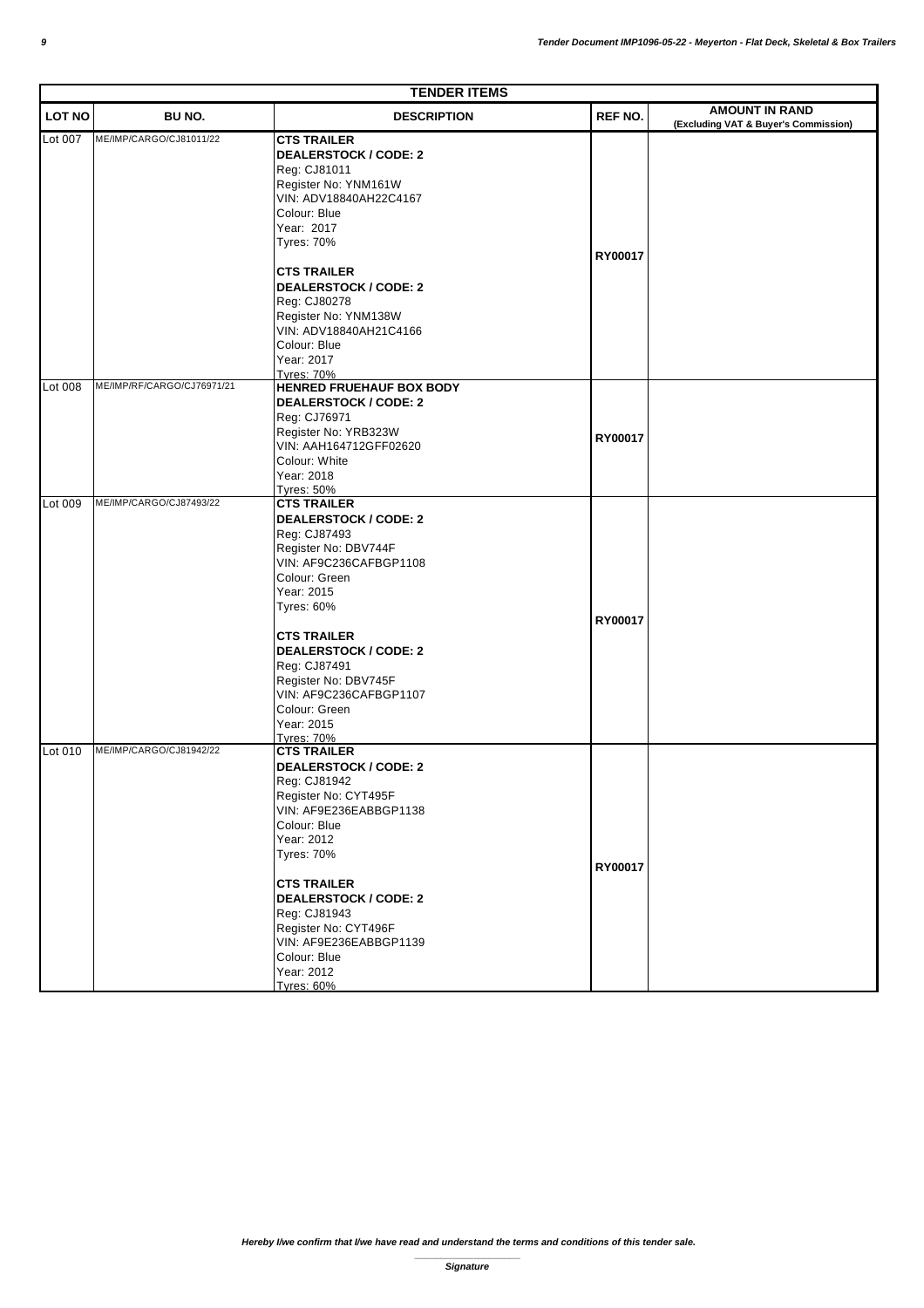| TENDER ITEMS | | | | |
|---|---|---|---|---|
| **LOT NO** | **BU NO.** | **DESCRIPTION** | **REF NO.** | **AMOUNT IN RAND (Excluding VAT & Buyer's Commission)** |
| Lot 007 | ME/IMP/CARGO/CJ81011/22 | **CTS TRAILER**<br>**DEALERSTOCK / CODE: 2**<br>Reg: CJ81011<br>Register No: YNM161W<br>VIN: ADV18840AH22C4167<br>Colour: Blue<br>Year: 2017<br>Tyres: 70%<br><br>**CTS TRAILER**<br>**DEALERSTOCK / CODE: 2**<br>Reg: CJ80278<br>Register No: YNM138W<br>VIN: ADV18840AH21C4166<br>Colour: Blue<br>Year: 2017<br>Tyres: 70% | **RY00017** | |
| Lot 008 | ME/IMP/RF/CARGO/CJ76971/21 | **HENRED FRUEHAUF BOX BODY**<br>**DEALERSTOCK / CODE: 2**<br>Reg: CJ76971<br>Register No: YRB323W<br>VIN: AAH164712GFF02620<br>Colour: White<br>Year: 2018<br>Tyres: 50% | **RY00017** | |
| Lot 009 | ME/IMP/CARGO/CJ87493/22 | **CTS TRAILER**<br>**DEALERSTOCK / CODE: 2**<br>Reg: CJ87493<br>Register No: DBV744F<br>VIN: AF9C236CAFBGP1108<br>Colour: Green<br>Year: 2015<br>Tyres: 60%<br><br>**CTS TRAILER**<br>**DEALERSTOCK / CODE: 2**<br>Reg: CJ87491<br>Register No: DBV745F<br>VIN: AF9C236CAFBGP1107<br>Colour: Green<br>Year: 2015<br>Tyres: 70% | **RY00017** | |
| Lot 010 | ME/IMP/CARGO/CJ81942/22 | **CTS TRAILER**<br>**DEALERSTOCK / CODE: 2**<br>Reg: CJ81942<br>Register No: CYT495F<br>VIN: AF9E236EABBGP1138<br>Colour: Blue<br>Year: 2012<br>Tyres: 70%<br><br>**CTS TRAILER**<br>**DEALERSTOCK / CODE: 2**<br>Reg: CJ81943<br>Register No: CYT496F<br>VIN: AF9E236EABBGP1139<br>Colour: Blue<br>Year: 2012<br>Tyres: 60% | **RY00017** | |

***Hereby I/we confirm that I/we have read and understand the terms and conditions of this tender sale.***

_____________________

***Signature***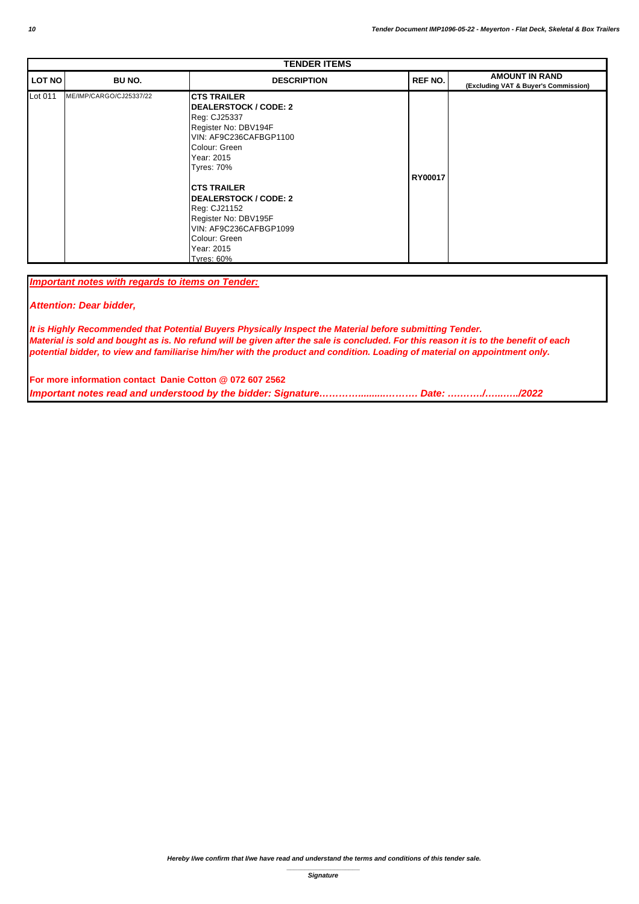| TENDER ITEMS | | | | |
|---|---|---|---|---|
| **LOT NO** | **BU NO.** | **DESCRIPTION** | **REF NO.** | **AMOUNT IN RAND** (Excluding VAT & Buyer's Commission) |
| Lot 011 | ME/IMP/CARGO/CJ25337/22 | **CTS TRAILER**<br>**DEALERSTOCK / CODE: 2**<br>Reg: CJ25337<br>Register No: DBV194F<br>VIN: AF9C236CAFBGP1100<br>Colour: Green<br>Year: 2015<br>Tyres: 70%<br><br>**CTS TRAILER**<br>**DEALERSTOCK / CODE: 2**<br>Reg: CJ21152<br>Register No: DBV195F<br>VIN: AF9C236CAFBGP1099<br>Colour: Green<br>Year: 2015<br>Tyres: 60% | **RY00017** | |

***Important notes with regards to items on Tender:***

***Attention: Dear bidder,***

***It is Highly Recommended that Potential Buyers Physically Inspect the Material before submitting Tender.***
***Material is sold and bought as is. No refund will be given after the sale is concluded. For this reason it is to the benefit of each potential bidder, to view and familiarise him/her with the product and condition. Loading of material on appointment only.***

**For more information contact Danie Cotton @ 072 607 2562**

***Important notes read and understood by the bidder: Signature……………........………. Date: ………../…..……/2022***

*Hereby I/we confirm that I/we have read and understand the terms and conditions of this tender sale.*

*Signature*